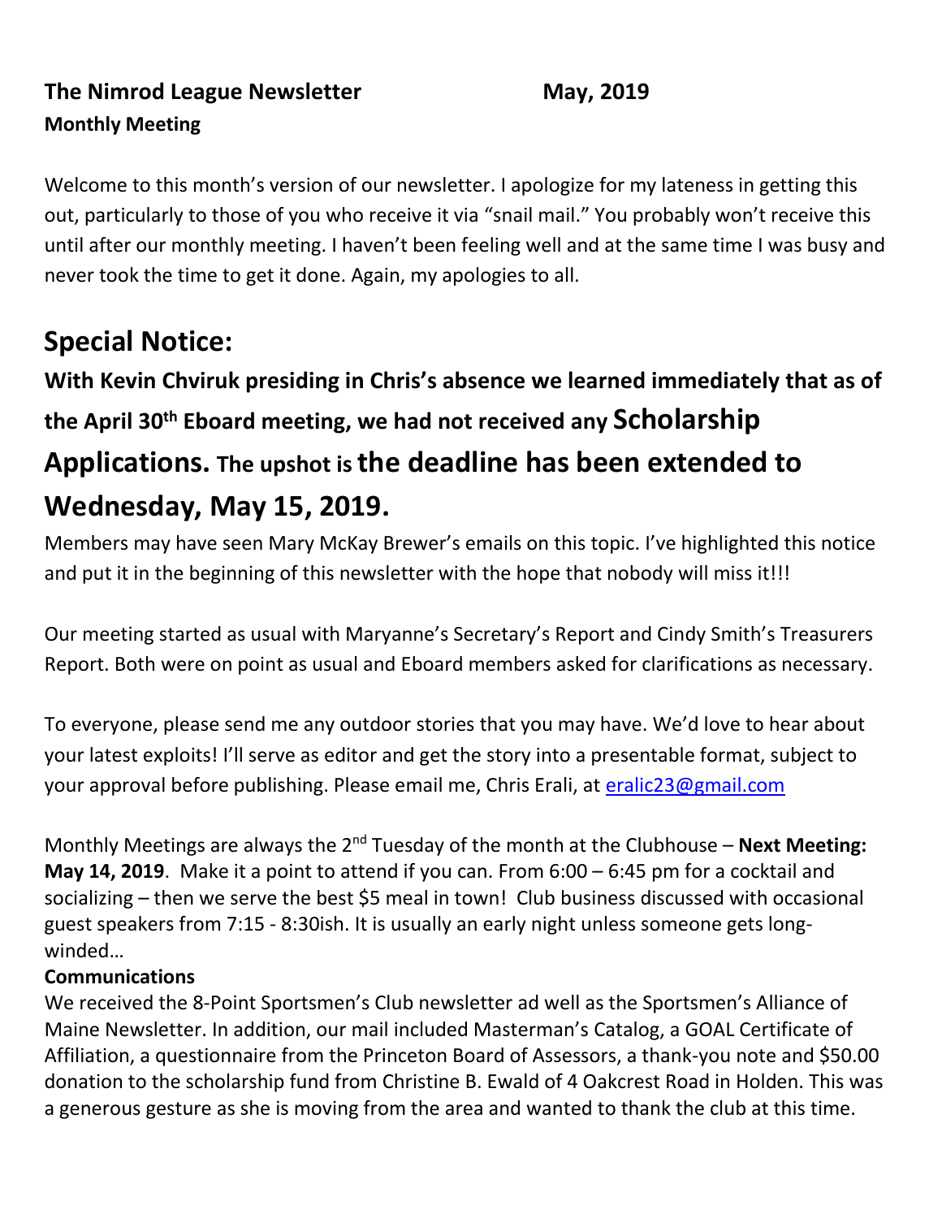**The Nimrod League Newsletter May, 2019**

**Monthly Meeting**

Welcome to this month's version of our newsletter. I apologize for my lateness in getting this out, particularly to those of you who receive it via "snail mail." You probably won't receive this until after our monthly meeting. I haven't been feeling well and at the same time I was busy and never took the time to get it done. Again, my apologies to all.

## Special Notice:

**With Kevin Chviruk presiding in Chris's absence we learned immediately that as of the April 30th Eboard meeting, we had not received any Scholarship Applications. The upshot is the deadline has been extended to Wednesday, May 15, 2019.**

Members may have seen Mary McKay Brewer's emails on this topic. I've highlighted this notice and put it in the beginning of this newsletter with the hope that nobody will miss it!!!

Our meeting started as usual with Maryanne's Secretary's Report and Cindy Smith's Treasurers Report. Both were on point as usual and Eboard members asked for clarifications as necessary.

To everyone, please send me any outdoor stories that you may have. We'd love to hear about your latest exploits! I'll serve as editor and get the story into a presentable format, subject to your approval before publishing. Please email me, Chris Erali, at eralic23@gmail.com

Monthly Meetings are always the 2nd Tuesday of the month at the Clubhouse – **Next Meeting: May 14, 2019**. Make it a point to attend if you can. From 6:00 – 6:45 pm for a cocktail and socializing – then we serve the best $5 meal in town! Club business discussed with occasional guest speakers from 7:15 - 8:30ish. It is usually an early night unless someone gets long-winded…

**Communications**

We received the 8-Point Sportsmen's Club newsletter ad well as the Sportsmen's Alliance of Maine Newsletter. In addition, our mail included Masterman's Catalog, a GOAL Certificate of Affiliation, a questionnaire from the Princeton Board of Assessors, a thank-you note and $50.00 donation to the scholarship fund from Christine B. Ewald of 4 Oakcrest Road in Holden. This was a generous gesture as she is moving from the area and wanted to thank the club at this time.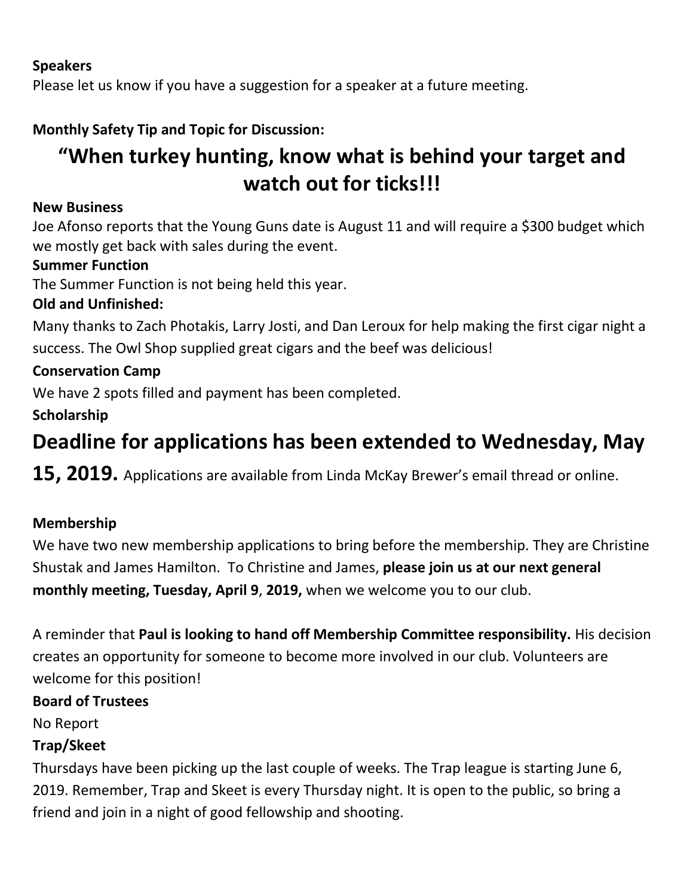**Speakers**

Please let us know if you have a suggestion for a speaker at a future meeting.

**Monthly Safety Tip and Topic for Discussion:**

## "When turkey hunting, know what is behind your target and watch out for ticks!!!

**New Business**

Joe Afonso reports that the Young Guns date is August 11 and will require a $300 budget which we mostly get back with sales during the event.

**Summer Function**

The Summer Function is not being held this year.

**Old and Unfinished:**

Many thanks to Zach Photakis, Larry Josti, and Dan Leroux for help making the first cigar night a success. The Owl Shop supplied great cigars and the beef was delicious!

**Conservation Camp**

We have 2 spots filled and payment has been completed.

**Scholarship**

## Deadline for applications has been extended to Wednesday, May 15, 2019.

Applications are available from Linda McKay Brewer's email thread or online.

**Membership**

We have two new membership applications to bring before the membership. They are Christine Shustak and James Hamilton. To Christine and James, **please join us at our next general monthly meeting, Tuesday, April 9, 2019,** when we welcome you to our club.

A reminder that **Paul is looking to hand off Membership Committee responsibility.** His decision creates an opportunity for someone to become more involved in our club. Volunteers are welcome for this position!

**Board of Trustees**

No Report

**Trap/Skeet**

Thursdays have been picking up the last couple of weeks. The Trap league is starting June 6, 2019. Remember, Trap and Skeet is every Thursday night. It is open to the public, so bring a friend and join in a night of good fellowship and shooting.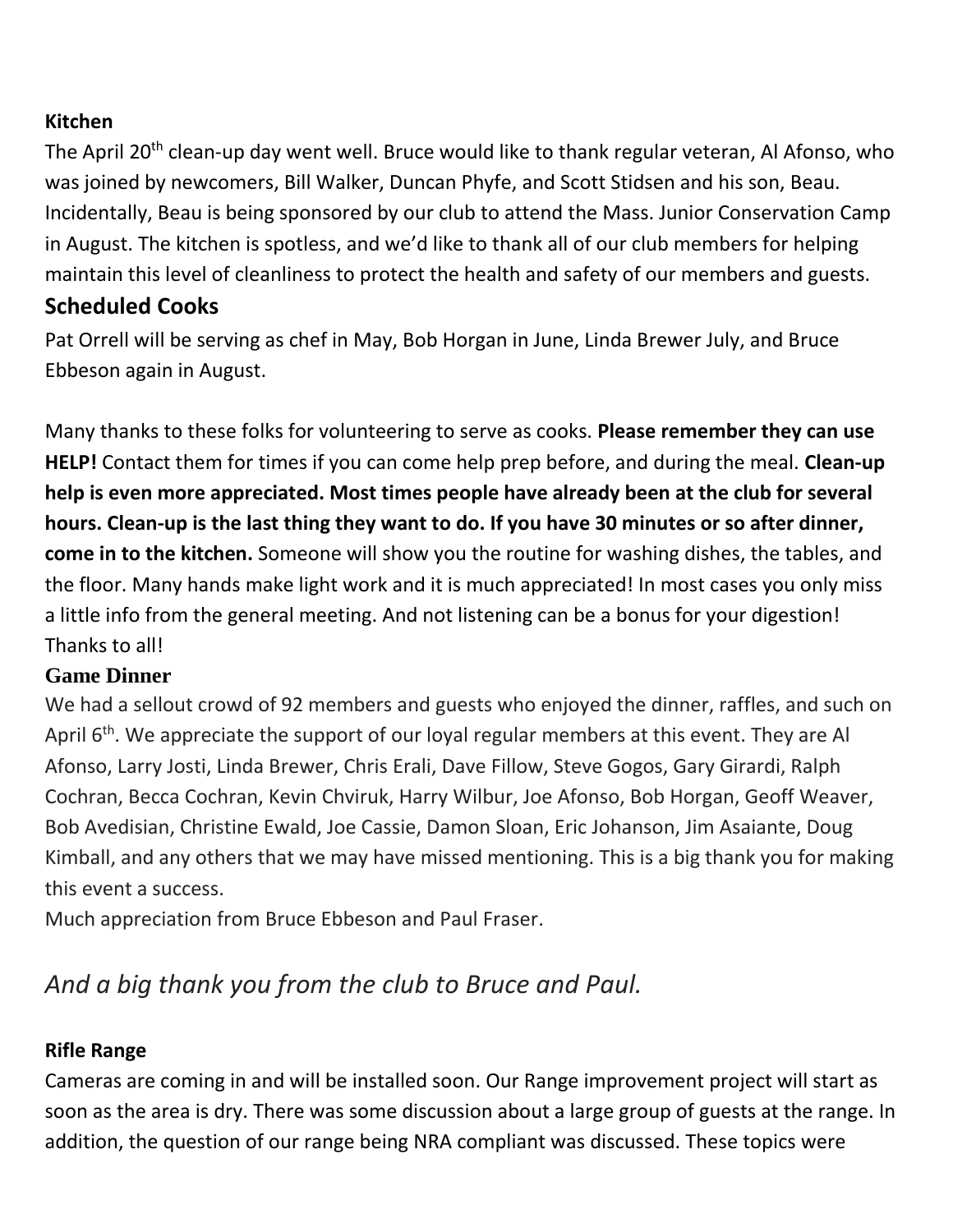**Kitchen**

The April 20th clean-up day went well. Bruce would like to thank regular veteran, Al Afonso, who was joined by newcomers, Bill Walker, Duncan Phyfe, and Scott Stidsen and his son, Beau. Incidentally, Beau is being sponsored by our club to attend the Mass. Junior Conservation Camp in August. The kitchen is spotless, and we'd like to thank all of our club members for helping maintain this level of cleanliness to protect the health and safety of our members and guests.

## Scheduled Cooks

Pat Orrell will be serving as chef in May, Bob Horgan in June, Linda Brewer July, and Bruce Ebbeson again in August.

Many thanks to these folks for volunteering to serve as cooks. **Please remember they can use HELP!** Contact them for times if you can come help prep before, and during the meal. **Clean-up help is even more appreciated. Most times people have already been at the club for several hours. Clean-up is the last thing they want to do. If you have 30 minutes or so after dinner, come in to the kitchen.** Someone will show you the routine for washing dishes, the tables, and the floor. Many hands make light work and it is much appreciated! In most cases you only miss a little info from the general meeting. And not listening can be a bonus for your digestion! Thanks to all!

## Game Dinner

We had a sellout crowd of 92 members and guests who enjoyed the dinner, raffles, and such on April 6th. We appreciate the support of our loyal regular members at this event. They are Al Afonso, Larry Josti, Linda Brewer, Chris Erali, Dave Fillow, Steve Gogos, Gary Girardi, Ralph Cochran, Becca Cochran, Kevin Chviruk, Harry Wilbur, Joe Afonso, Bob Horgan, Geoff Weaver, Bob Avedisian, Christine Ewald, Joe Cassie, Damon Sloan, Eric Johanson, Jim Asaiante, Doug Kimball, and any others that we may have missed mentioning. This is a big thank you for making this event a success.

Much appreciation from Bruce Ebbeson and Paul Fraser.

*And a big thank you from the club to Bruce and Paul.*

**Rifle Range**

Cameras are coming in and will be installed soon. Our Range improvement project will start as soon as the area is dry. There was some discussion about a large group of guests at the range. In addition, the question of our range being NRA compliant was discussed. These topics were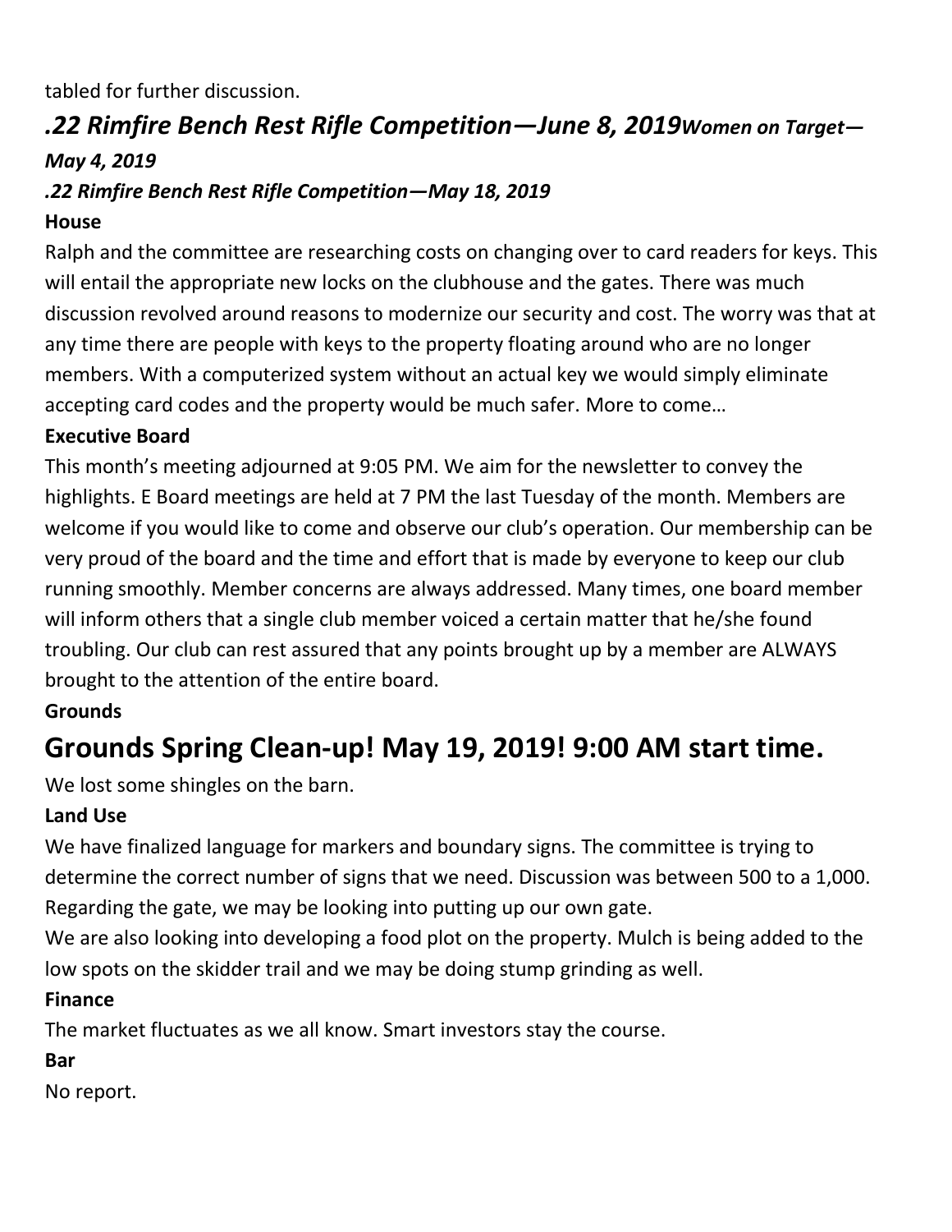tabled for further discussion.

## *.22 Rimfire Bench Rest Rifle Competition—June 8, 2019* ***Women on Target—May 4, 2019***

***.22 Rimfire Bench Rest Rifle Competition—May 18, 2019***

**House**

Ralph and the committee are researching costs on changing over to card readers for keys. This will entail the appropriate new locks on the clubhouse and the gates. There was much discussion revolved around reasons to modernize our security and cost. The worry was that at any time there are people with keys to the property floating around who are no longer members. With a computerized system without an actual key we would simply eliminate accepting card codes and the property would be much safer. More to come…

**Executive Board**

This month's meeting adjourned at 9:05 PM. We aim for the newsletter to convey the highlights. E Board meetings are held at 7 PM the last Tuesday of the month. Members are welcome if you would like to come and observe our club's operation. Our membership can be very proud of the board and the time and effort that is made by everyone to keep our club running smoothly. Member concerns are always addressed. Many times, one board member will inform others that a single club member voiced a certain matter that he/she found troubling. Our club can rest assured that any points brought up by a member are ALWAYS brought to the attention of the entire board.

**Grounds**

# Grounds Spring Clean-up! May 19, 2019! 9:00 AM start time.

We lost some shingles on the barn.

**Land Use**

We have finalized language for markers and boundary signs. The committee is trying to determine the correct number of signs that we need. Discussion was between 500 to a 1,000. Regarding the gate, we may be looking into putting up our own gate.

We are also looking into developing a food plot on the property. Mulch is being added to the low spots on the skidder trail and we may be doing stump grinding as well.

**Finance**

The market fluctuates as we all know. Smart investors stay the course.

**Bar**

No report.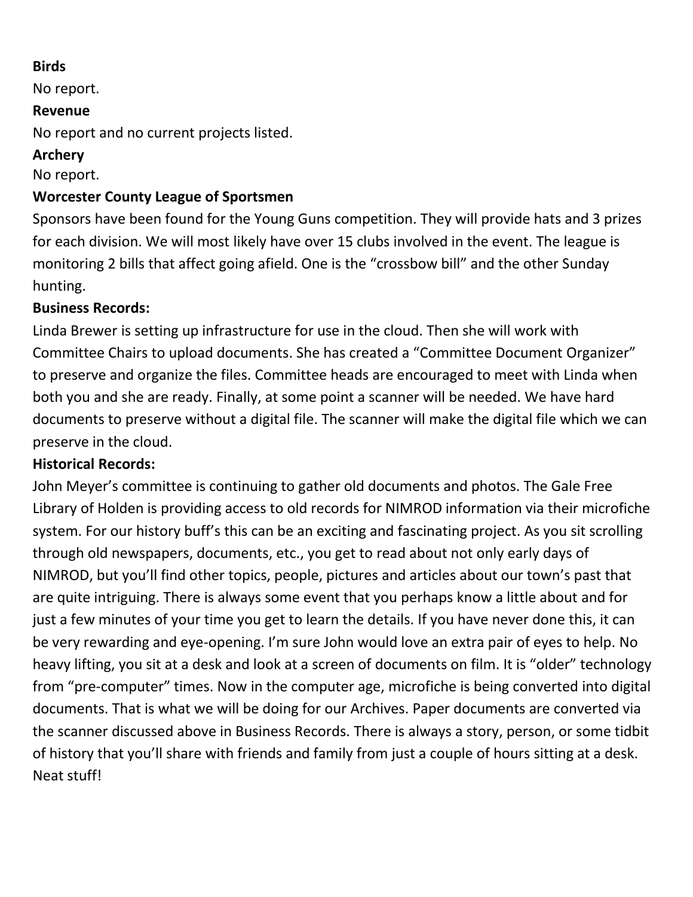**Birds**

No report.

**Revenue**

No report and no current projects listed.

**Archery**

No report.

**Worcester County League of Sportsmen**

Sponsors have been found for the Young Guns competition. They will provide hats and 3 prizes for each division. We will most likely have over 15 clubs involved in the event. The league is monitoring 2 bills that affect going afield. One is the "crossbow bill" and the other Sunday hunting.

**Business Records:**

Linda Brewer is setting up infrastructure for use in the cloud. Then she will work with Committee Chairs to upload documents. She has created a "Committee Document Organizer" to preserve and organize the files. Committee heads are encouraged to meet with Linda when both you and she are ready. Finally, at some point a scanner will be needed. We have hard documents to preserve without a digital file. The scanner will make the digital file which we can preserve in the cloud.

**Historical Records:**

John Meyer's committee is continuing to gather old documents and photos. The Gale Free Library of Holden is providing access to old records for NIMROD information via their microfiche system. For our history buff's this can be an exciting and fascinating project. As you sit scrolling through old newspapers, documents, etc., you get to read about not only early days of NIMROD, but you'll find other topics, people, pictures and articles about our town's past that are quite intriguing. There is always some event that you perhaps know a little about and for just a few minutes of your time you get to learn the details. If you have never done this, it can be very rewarding and eye-opening. I'm sure John would love an extra pair of eyes to help. No heavy lifting, you sit at a desk and look at a screen of documents on film. It is "older" technology from "pre-computer" times. Now in the computer age, microfiche is being converted into digital documents. That is what we will be doing for our Archives. Paper documents are converted via the scanner discussed above in Business Records. There is always a story, person, or some tidbit of history that you'll share with friends and family from just a couple of hours sitting at a desk. Neat stuff!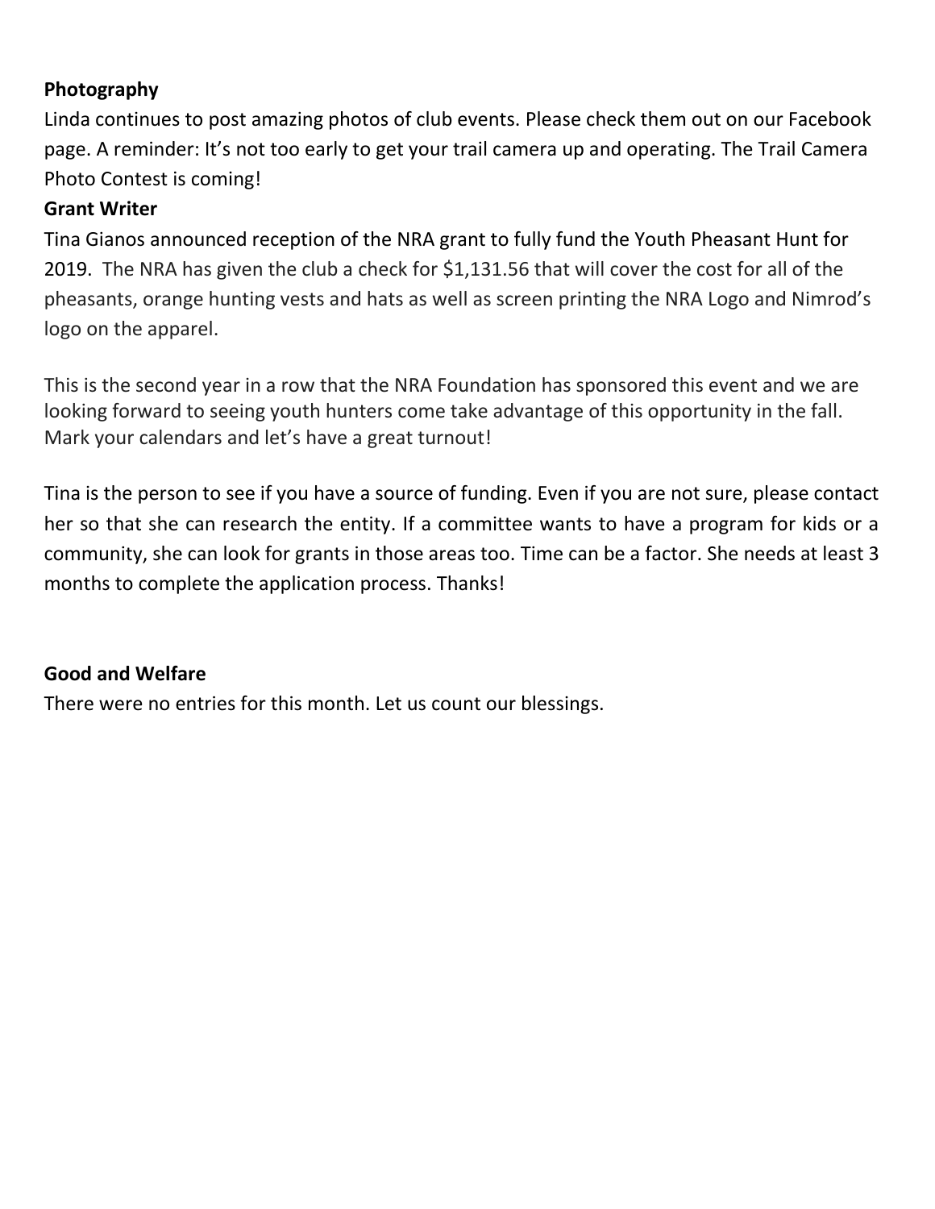**Photography**

Linda continues to post amazing photos of club events. Please check them out on our Facebook page. A reminder: It's not too early to get your trail camera up and operating. The Trail Camera Photo Contest is coming!

**Grant Writer**

Tina Gianos announced reception of the NRA grant to fully fund the Youth Pheasant Hunt for 2019. The NRA has given the club a check for $1,131.56 that will cover the cost for all of the pheasants, orange hunting vests and hats as well as screen printing the NRA Logo and Nimrod's logo on the apparel.

This is the second year in a row that the NRA Foundation has sponsored this event and we are looking forward to seeing youth hunters come take advantage of this opportunity in the fall. Mark your calendars and let's have a great turnout!

Tina is the person to see if you have a source of funding. Even if you are not sure, please contact her so that she can research the entity. If a committee wants to have a program for kids or a community, she can look for grants in those areas too. Time can be a factor. She needs at least 3 months to complete the application process. Thanks!

**Good and Welfare**

There were no entries for this month. Let us count our blessings.